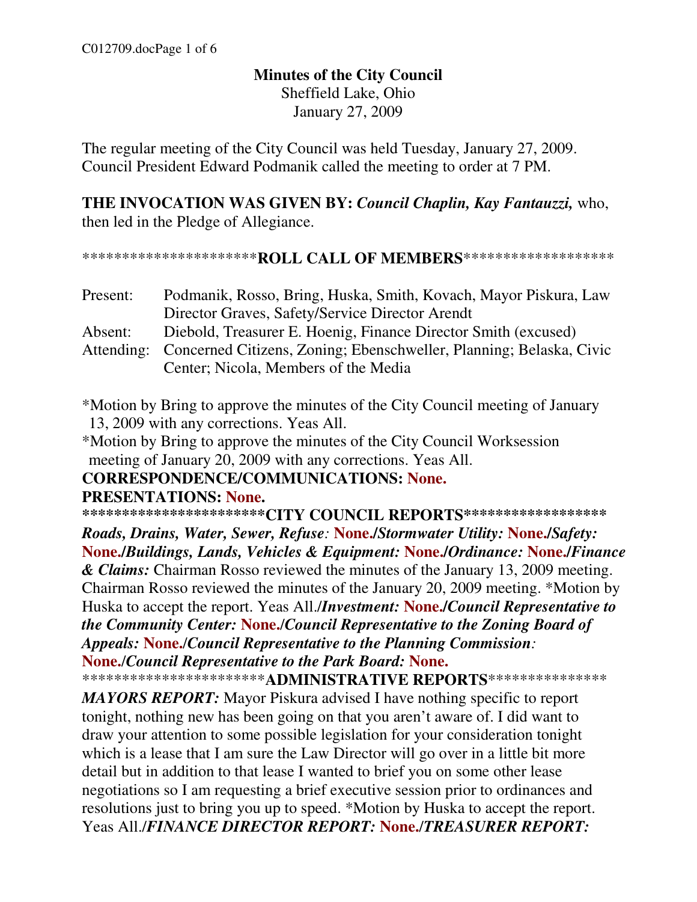# Minutes of the City Council

Sheffield Lake, Ohio
January 27, 2009

The regular meeting of the City Council was held Tuesday, January 27, 2009. Council President Edward Podmanik called the meeting to order at 7 PM.

**THE INVOCATION WAS GIVEN BY:** ***Council Chaplin, Kay Fantauzzi,*** who, then led in the Pledge of Allegiance.

**********************ROLL CALL OF MEMBERS*******************

Present: Podmanik, Rosso, Bring, Huska, Smith, Kovach, Mayor Piskura, Law Director Graves, Safety/Service Director Arendt
Absent: Diebold, Treasurer E. Hoenig, Finance Director Smith (excused)
Attending: Concerned Citizens, Zoning; Ebenschweller, Planning; Belaska, Civic Center; Nicola, Members of the Media

*Motion by Bring to approve the minutes of the City Council meeting of January 13, 2009 with any corrections. Yeas All.
*Motion by Bring to approve the minutes of the City Council Worksession meeting of January 20, 2009 with any corrections. Yeas All.

**CORRESPONDENCE/COMMUNICATIONS: None.**

**PRESENTATIONS: None.**

**********************CITY COUNCIL REPORTS******************

***Roads, Drains, Water, Sewer, Refuse*****:** **None./*****Stormwater Utility:*** **None./*****Safety:*** **None./*****Buildings, Lands, Vehicles & Equipment:*** **None./*****Ordinance:*** **None./*****Finance & Claims:*** Chairman Rosso reviewed the minutes of the January 13, 2009 meeting. Chairman Rosso reviewed the minutes of the January 20, 2009 meeting. *Motion by Huska to accept the report. Yeas All./***Investment:*** **None./*****Council Representative to the Community Center:*** **None./*****Council Representative to the Zoning Board of Appeals:*** **None./*****Council Representative to the Planning Commission*****:** **None./*****Council Representative to the Park Board:*** **None.**

**********************ADMINISTRATIVE REPORTS***************

***MAYORS REPORT:*** Mayor Piskura advised I have nothing specific to report tonight, nothing new has been going on that you aren't aware of. I did want to draw your attention to some possible legislation for your consideration tonight which is a lease that I am sure the Law Director will go over in a little bit more detail but in addition to that lease I wanted to brief you on some other lease negotiations so I am requesting a brief executive session prior to ordinances and resolutions just to bring you up to speed. *Motion by Huska to accept the report. Yeas All./***FINANCE DIRECTOR REPORT:*** **None./*****TREASURER REPORT:***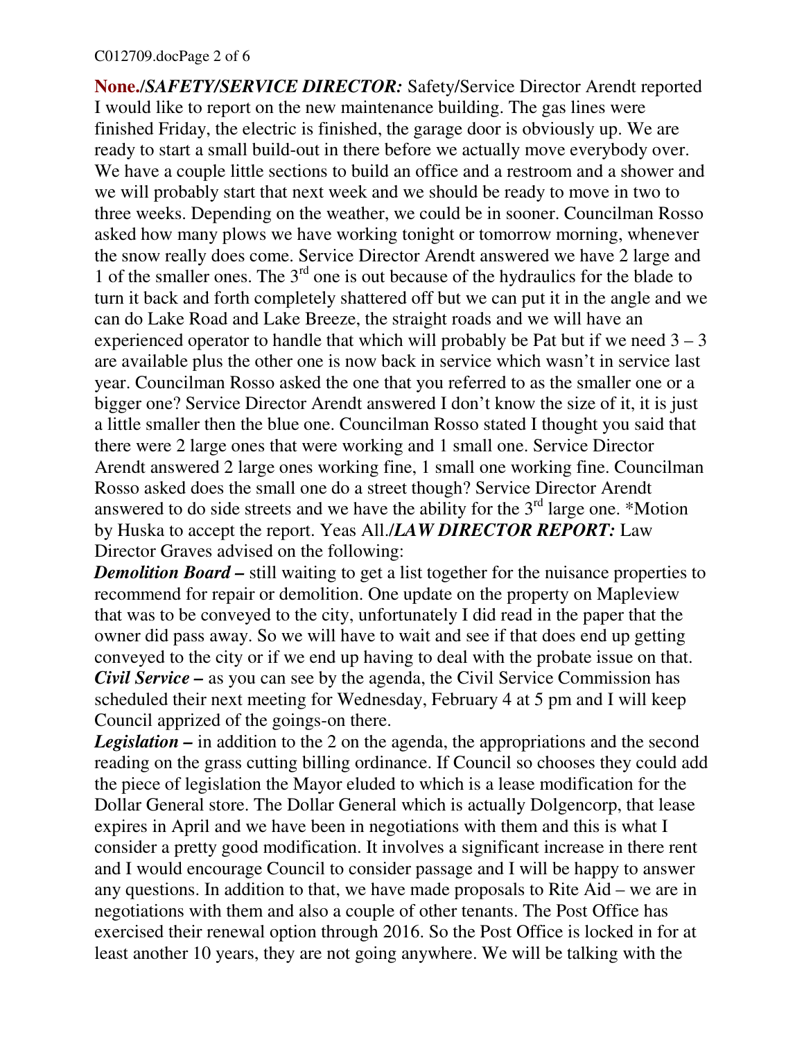**None.**/***SAFETY/SERVICE DIRECTOR:*** Safety/Service Director Arendt reported I would like to report on the new maintenance building. The gas lines were finished Friday, the electric is finished, the garage door is obviously up. We are ready to start a small build-out in there before we actually move everybody over. We have a couple little sections to build an office and a restroom and a shower and we will probably start that next week and we should be ready to move in two to three weeks. Depending on the weather, we could be in sooner. Councilman Rosso asked how many plows we have working tonight or tomorrow morning, whenever the snow really does come. Service Director Arendt answered we have 2 large and 1 of the smaller ones. The 3rd one is out because of the hydraulics for the blade to turn it back and forth completely shattered off but we can put it in the angle and we can do Lake Road and Lake Breeze, the straight roads and we will have an experienced operator to handle that which will probably be Pat but if we need 3 – 3 are available plus the other one is now back in service which wasn't in service last year. Councilman Rosso asked the one that you referred to as the smaller one or a bigger one? Service Director Arendt answered I don't know the size of it, it is just a little smaller then the blue one. Councilman Rosso stated I thought you said that there were 2 large ones that were working and 1 small one. Service Director Arendt answered 2 large ones working fine, 1 small one working fine. Councilman Rosso asked does the small one do a street though? Service Director Arendt answered to do side streets and we have the ability for the 3rd large one. *Motion by Huska to accept the report. Yeas All./***LAW DIRECTOR REPORT:*** Law Director Graves advised on the following:

***Demolition Board* –** still waiting to get a list together for the nuisance properties to recommend for repair or demolition. One update on the property on Mapleview that was to be conveyed to the city, unfortunately I did read in the paper that the owner did pass away. So we will have to wait and see if that does end up getting conveyed to the city or if we end up having to deal with the probate issue on that.

***Civil Service* –** as you can see by the agenda, the Civil Service Commission has scheduled their next meeting for Wednesday, February 4 at 5 pm and I will keep Council apprized of the goings-on there.

***Legislation* –** in addition to the 2 on the agenda, the appropriations and the second reading on the grass cutting billing ordinance. If Council so chooses they could add the piece of legislation the Mayor eluded to which is a lease modification for the Dollar General store. The Dollar General which is actually Dolgencorp, that lease expires in April and we have been in negotiations with them and this is what I consider a pretty good modification. It involves a significant increase in there rent and I would encourage Council to consider passage and I will be happy to answer any questions. In addition to that, we have made proposals to Rite Aid – we are in negotiations with them and also a couple of other tenants. The Post Office has exercised their renewal option through 2016. So the Post Office is locked in for at least another 10 years, they are not going anywhere. We will be talking with the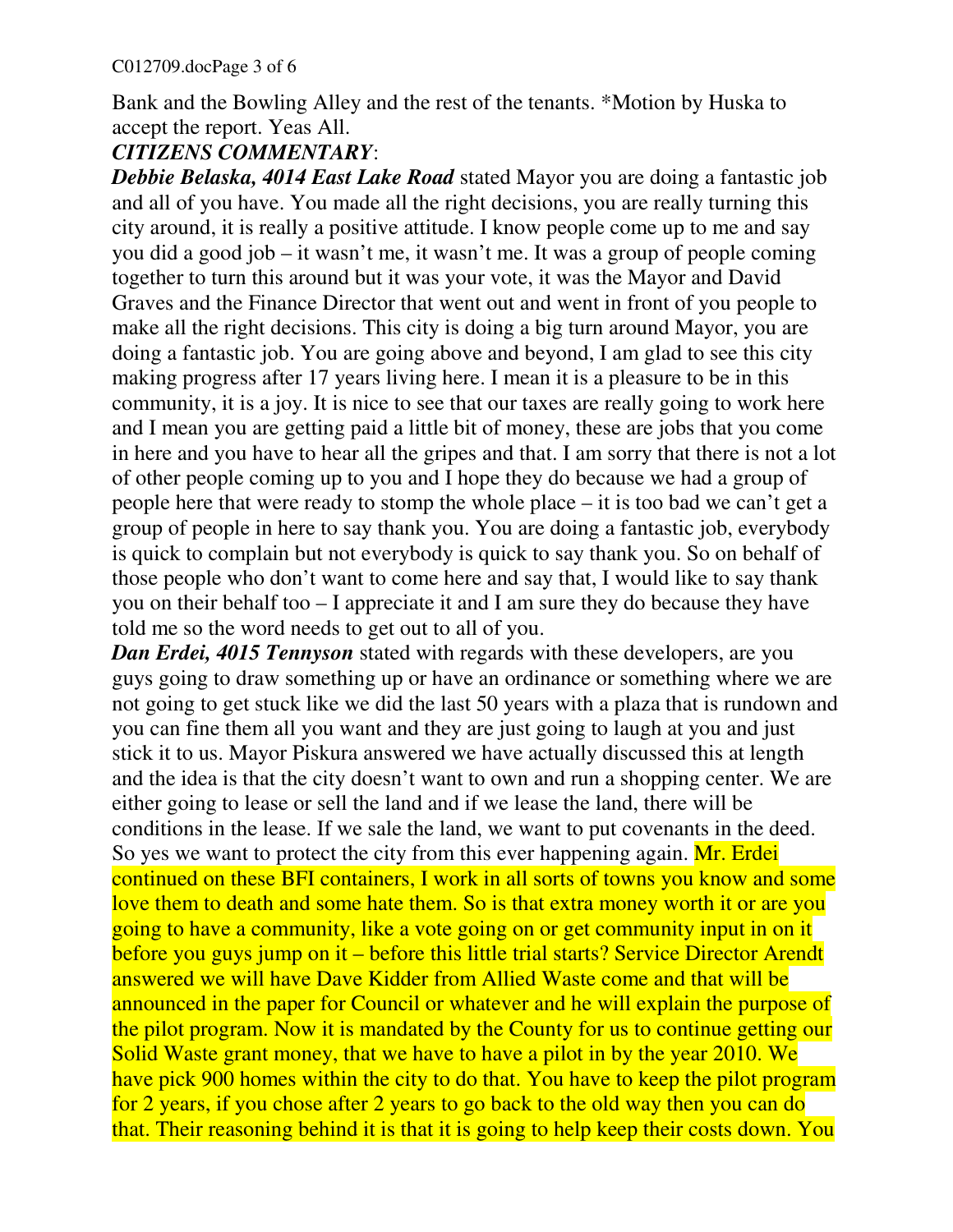Bank and the Bowling Alley and the rest of the tenants. *Motion by Huska to accept the report. Yeas All.

***CITIZENS COMMENTARY***:

***Debbie Belaska, 4014 East Lake Road*** stated Mayor you are doing a fantastic job and all of you have. You made all the right decisions, you are really turning this city around, it is really a positive attitude. I know people come up to me and say you did a good job – it wasn't me, it wasn't me. It was a group of people coming together to turn this around but it was your vote, it was the Mayor and David Graves and the Finance Director that went out and went in front of you people to make all the right decisions. This city is doing a big turn around Mayor, you are doing a fantastic job. You are going above and beyond, I am glad to see this city making progress after 17 years living here. I mean it is a pleasure to be in this community, it is a joy. It is nice to see that our taxes are really going to work here and I mean you are getting paid a little bit of money, these are jobs that you come in here and you have to hear all the gripes and that. I am sorry that there is not a lot of other people coming up to you and I hope they do because we had a group of people here that were ready to stomp the whole place – it is too bad we can't get a group of people in here to say thank you. You are doing a fantastic job, everybody is quick to complain but not everybody is quick to say thank you. So on behalf of those people who don't want to come here and say that, I would like to say thank you on their behalf too – I appreciate it and I am sure they do because they have told me so the word needs to get out to all of you.

***Dan Erdei, 4015 Tennyson*** stated with regards with these developers, are you guys going to draw something up or have an ordinance or something where we are not going to get stuck like we did the last 50 years with a plaza that is rundown and you can fine them all you want and they are just going to laugh at you and just stick it to us. Mayor Piskura answered we have actually discussed this at length and the idea is that the city doesn't want to own and run a shopping center. We are either going to lease or sell the land and if we lease the land, there will be conditions in the lease. If we sale the land, we want to put covenants in the deed. So yes we want to protect the city from this ever happening again. Mr. Erdei continued on these BFI containers, I work in all sorts of towns you know and some love them to death and some hate them. So is that extra money worth it or are you going to have a community, like a vote going on or get community input in on it before you guys jump on it – before this little trial starts? Service Director Arendt answered we will have Dave Kidder from Allied Waste come and that will be announced in the paper for Council or whatever and he will explain the purpose of the pilot program. Now it is mandated by the County for us to continue getting our Solid Waste grant money, that we have to have a pilot in by the year 2010. We have pick 900 homes within the city to do that. You have to keep the pilot program for 2 years, if you chose after 2 years to go back to the old way then you can do that. Their reasoning behind it is that it is going to help keep their costs down. You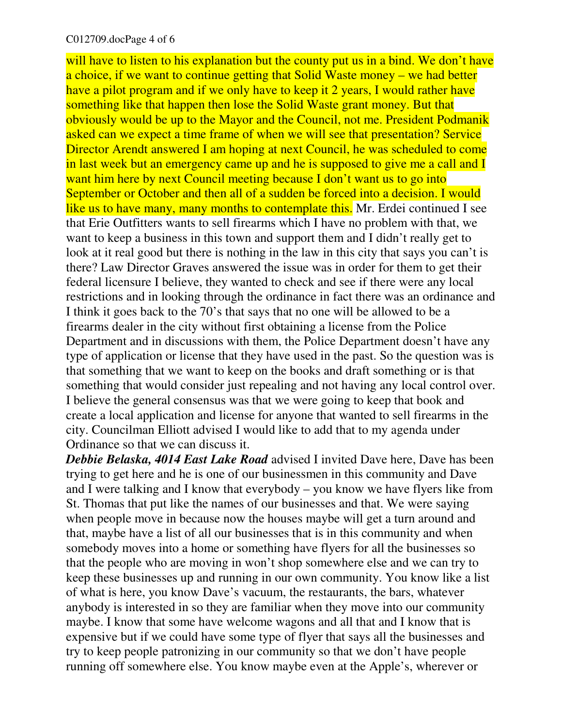will have to listen to his explanation but the county put us in a bind. We don't have a choice, if we want to continue getting that Solid Waste money – we had better have a pilot program and if we only have to keep it 2 years, I would rather have something like that happen then lose the Solid Waste grant money. But that obviously would be up to the Mayor and the Council, not me. President Podmanik asked can we expect a time frame of when we will see that presentation? Service Director Arendt answered I am hoping at next Council, he was scheduled to come in last week but an emergency came up and he is supposed to give me a call and I want him here by next Council meeting because I don't want us to go into September or October and then all of a sudden be forced into a decision. I would like us to have many, many months to contemplate this. Mr. Erdei continued I see that Erie Outfitters wants to sell firearms which I have no problem with that, we want to keep a business in this town and support them and I didn't really get to look at it real good but there is nothing in the law in this city that says you can't is there? Law Director Graves answered the issue was in order for them to get their federal licensure I believe, they wanted to check and see if there were any local restrictions and in looking through the ordinance in fact there was an ordinance and I think it goes back to the 70's that says that no one will be allowed to be a firearms dealer in the city without first obtaining a license from the Police Department and in discussions with them, the Police Department doesn't have any type of application or license that they have used in the past. So the question was is that something that we want to keep on the books and draft something or is that something that would consider just repealing and not having any local control over. I believe the general consensus was that we were going to keep that book and create a local application and license for anyone that wanted to sell firearms in the city. Councilman Elliott advised I would like to add that to my agenda under Ordinance so that we can discuss it.

***Debbie Belaska, 4014 East Lake Road*** advised I invited Dave here, Dave has been trying to get here and he is one of our businessmen in this community and Dave and I were talking and I know that everybody – you know we have flyers like from St. Thomas that put like the names of our businesses and that. We were saying when people move in because now the houses maybe will get a turn around and that, maybe have a list of all our businesses that is in this community and when somebody moves into a home or something have flyers for all the businesses so that the people who are moving in won't shop somewhere else and we can try to keep these businesses up and running in our own community. You know like a list of what is here, you know Dave's vacuum, the restaurants, the bars, whatever anybody is interested in so they are familiar when they move into our community maybe. I know that some have welcome wagons and all that and I know that is expensive but if we could have some type of flyer that says all the businesses and try to keep people patronizing in our community so that we don't have people running off somewhere else. You know maybe even at the Apple's, wherever or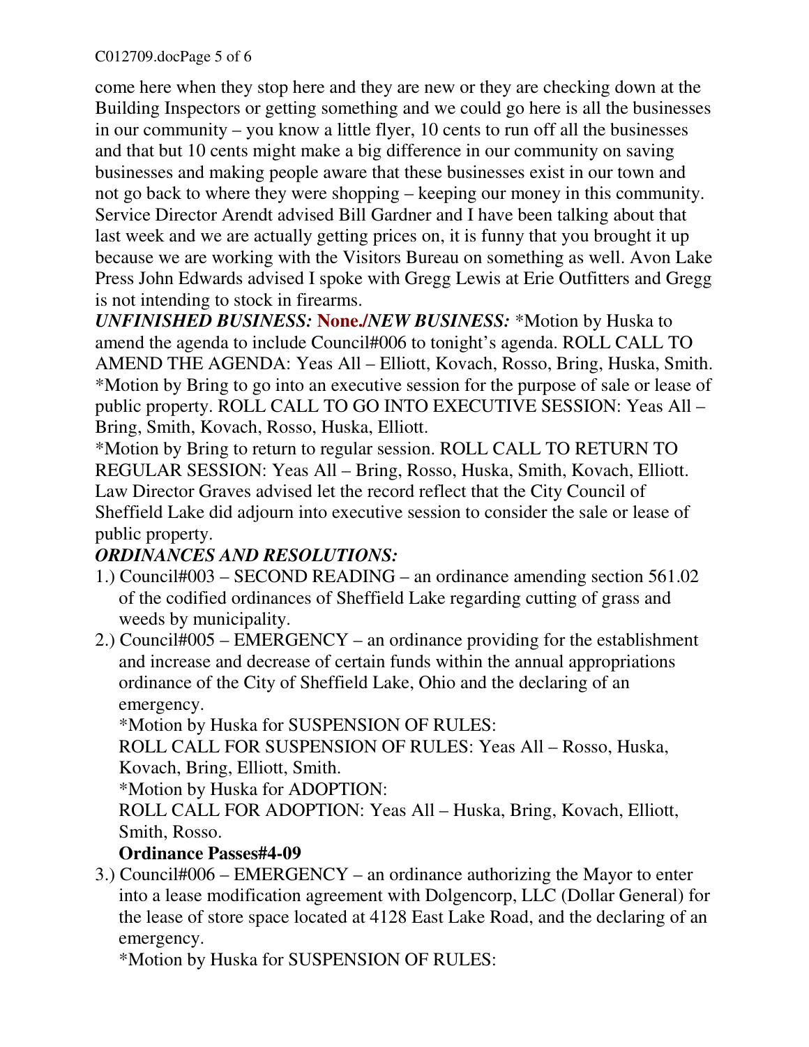come here when they stop here and they are new or they are checking down at the Building Inspectors or getting something and we could go here is all the businesses in our community – you know a little flyer, 10 cents to run off all the businesses and that but 10 cents might make a big difference in our community on saving businesses and making people aware that these businesses exist in our town and not go back to where they were shopping – keeping our money in this community. Service Director Arendt advised Bill Gardner and I have been talking about that last week and we are actually getting prices on, it is funny that you brought it up because we are working with the Visitors Bureau on something as well. Avon Lake Press John Edwards advised I spoke with Gregg Lewis at Erie Outfitters and Gregg is not intending to stock in firearms.

***UNFINISHED BUSINESS:* None./*NEW BUSINESS:*** *Motion by Huska to amend the agenda to include Council#006 to tonight's agenda. ROLL CALL TO AMEND THE AGENDA: Yeas All – Elliott, Kovach, Rosso, Bring, Huska, Smith. *Motion by Bring to go into an executive session for the purpose of sale or lease of public property. ROLL CALL TO GO INTO EXECUTIVE SESSION: Yeas All – Bring, Smith, Kovach, Rosso, Huska, Elliott.

*Motion by Bring to return to regular session. ROLL CALL TO RETURN TO REGULAR SESSION: Yeas All – Bring, Rosso, Huska, Smith, Kovach, Elliott. Law Director Graves advised let the record reflect that the City Council of Sheffield Lake did adjourn into executive session to consider the sale or lease of public property.

***ORDINANCES AND RESOLUTIONS:***

1.) Council#003 – SECOND READING – an ordinance amending section 561.02 of the codified ordinances of Sheffield Lake regarding cutting of grass and weeds by municipality.

2.) Council#005 – EMERGENCY – an ordinance providing for the establishment and increase and decrease of certain funds within the annual appropriations ordinance of the City of Sheffield Lake, Ohio and the declaring of an emergency.

   *Motion by Huska for SUSPENSION OF RULES:

   ROLL CALL FOR SUSPENSION OF RULES: Yeas All – Rosso, Huska, Kovach, Bring, Elliott, Smith.

   *Motion by Huska for ADOPTION:

   ROLL CALL FOR ADOPTION: Yeas All – Huska, Bring, Kovach, Elliott, Smith, Rosso.

   **Ordinance Passes#4-09**

3.) Council#006 – EMERGENCY – an ordinance authorizing the Mayor to enter into a lease modification agreement with Dolgencorp, LLC (Dollar General) for the lease of store space located at 4128 East Lake Road, and the declaring of an emergency.

   *Motion by Huska for SUSPENSION OF RULES: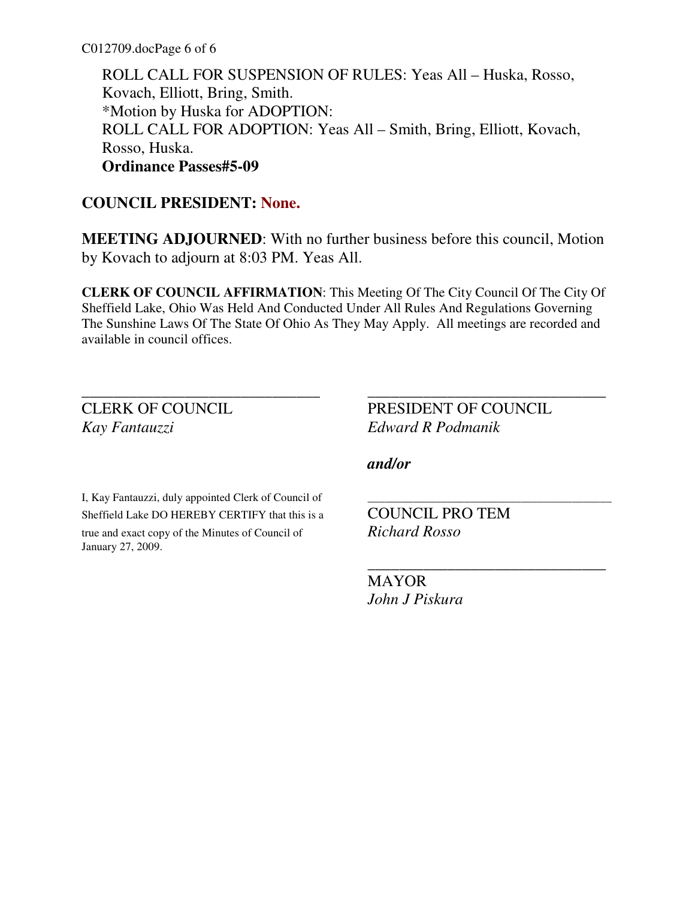ROLL CALL FOR SUSPENSION OF RULES: Yeas All – Huska, Rosso, Kovach, Elliott, Bring, Smith.
*Motion by Huska for ADOPTION:
ROLL CALL FOR ADOPTION: Yeas All – Smith, Bring, Elliott, Kovach, Rosso, Huska.
**Ordinance Passes#5-09**

**COUNCIL PRESIDENT: None.**

**MEETING ADJOURNED**: With no further business before this council, Motion by Kovach to adjourn at 8:03 PM. Yeas All.

**CLERK OF COUNCIL AFFIRMATION**: This Meeting Of The City Council Of The City Of Sheffield Lake, Ohio Was Held And Conducted Under All Rules And Regulations Governing The Sunshine Laws Of The State Of Ohio As They May Apply. All meetings are recorded and available in council offices.

______________________________
CLERK OF COUNCIL
*Kay Fantauzzi*

______________________________
PRESIDENT OF COUNCIL
*Edward R Podmanik*

***and/or***

______________________________
COUNCIL PRO TEM
*Richard Rosso*

______________________________
MAYOR
*John J Piskura*

I, Kay Fantauzzi, duly appointed Clerk of Council of Sheffield Lake DO HEREBY CERTIFY that this is a true and exact copy of the Minutes of Council of January 27, 2009.